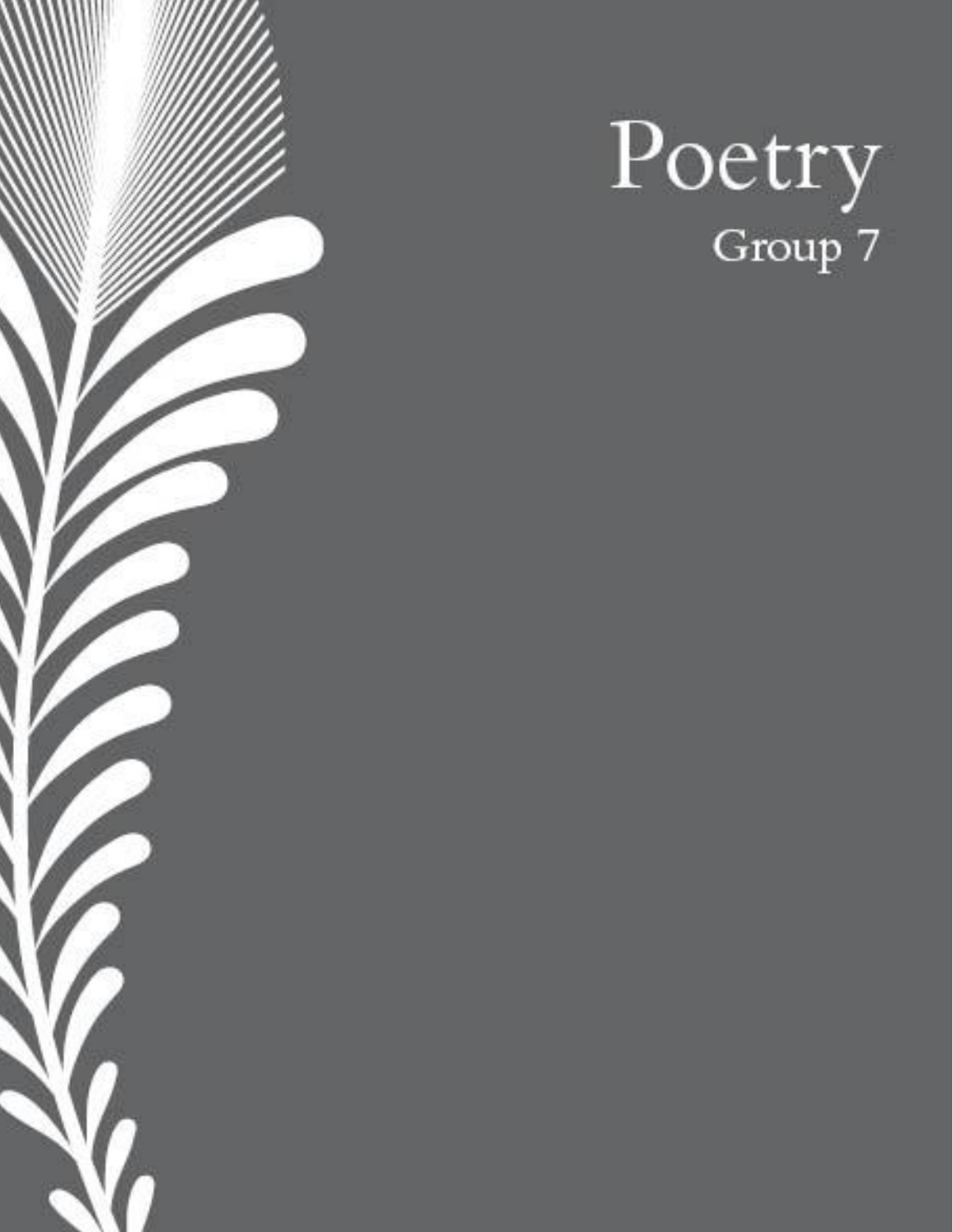# Poetry

## Group 7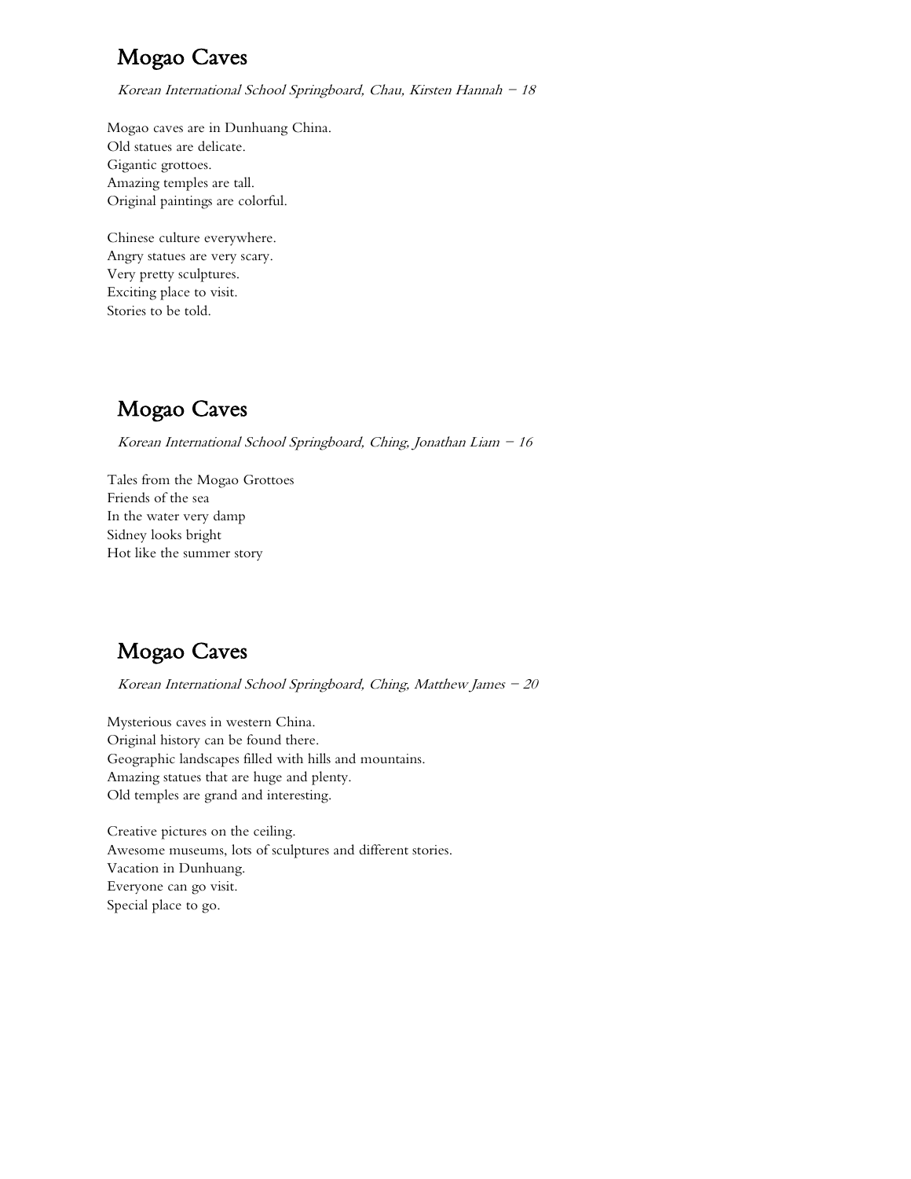## Mogao Caves

*Korean International School Springboard, Chau, Kirsten Hannah – 18*

Mogao caves are in Dunhuang China.
Old statues are delicate.
Gigantic grottoes.
Amazing temples are tall.
Original paintings are colorful.

Chinese culture everywhere.
Angry statues are very scary.
Very pretty sculptures.
Exciting place to visit.
Stories to be told.

## Mogao Caves

*Korean International School Springboard, Ching, Jonathan Liam – 16*

Tales from the Mogao Grottoes
Friends of the sea
In the water very damp
Sidney looks bright
Hot like the summer story

## Mogao Caves

*Korean International School Springboard, Ching, Matthew James – 20*

Mysterious caves in western China.
Original history can be found there.
Geographic landscapes filled with hills and mountains.
Amazing statues that are huge and plenty.
Old temples are grand and interesting.

Creative pictures on the ceiling.
Awesome museums, lots of sculptures and different stories.
Vacation in Dunhuang.
Everyone can go visit.
Special place to go.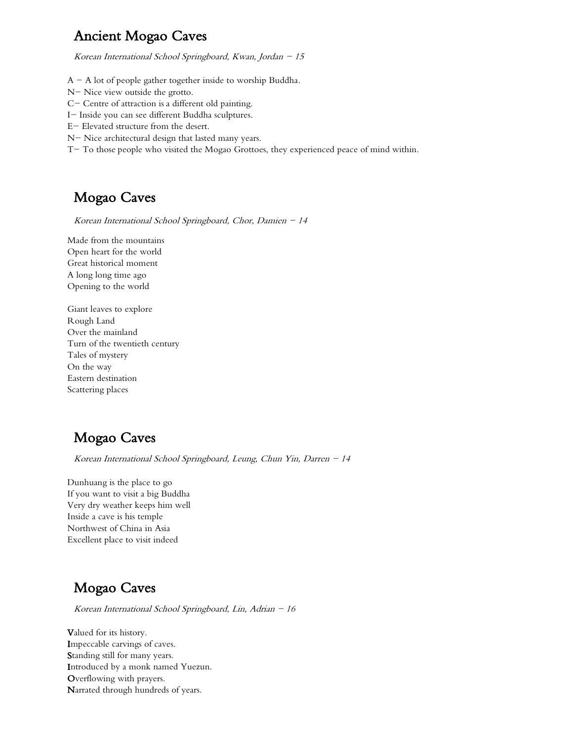## Ancient Mogao Caves

*Korean International School Springboard, Kwan, Jordan – 15*

A – A lot of people gather together inside to worship Buddha.
N– Nice view outside the grotto.
C– Centre of attraction is a different old painting.
I– Inside you can see different Buddha sculptures.
E– Elevated structure from the desert.
N– Nice architectural design that lasted many years.
T– To those people who visited the Mogao Grottoes, they experienced peace of mind within.

## Mogao Caves

*Korean International School Springboard, Chor, Damien – 14*

Made from the mountains
Open heart for the world
Great historical moment
A long long time ago
Opening to the world

Giant leaves to explore
Rough Land
Over the mainland
Turn of the twentieth century
Tales of mystery
On the way
Eastern destination
Scattering places

## Mogao Caves

*Korean International School Springboard, Leung, Chun Yin, Darren – 14*

Dunhuang is the place to go
If you want to visit a big Buddha
Very dry weather keeps him well
Inside a cave is his temple
Northwest of China in Asia
Excellent place to visit indeed

## Mogao Caves

*Korean International School Springboard, Lin, Adrian – 16*

**V**alued for its history.
**I**mpeccable carvings of caves.
**S**tanding still for many years.
**I**ntroduced by a monk named Yuezun.
**O**verflowing with prayers.
**N**arrated through hundreds of years.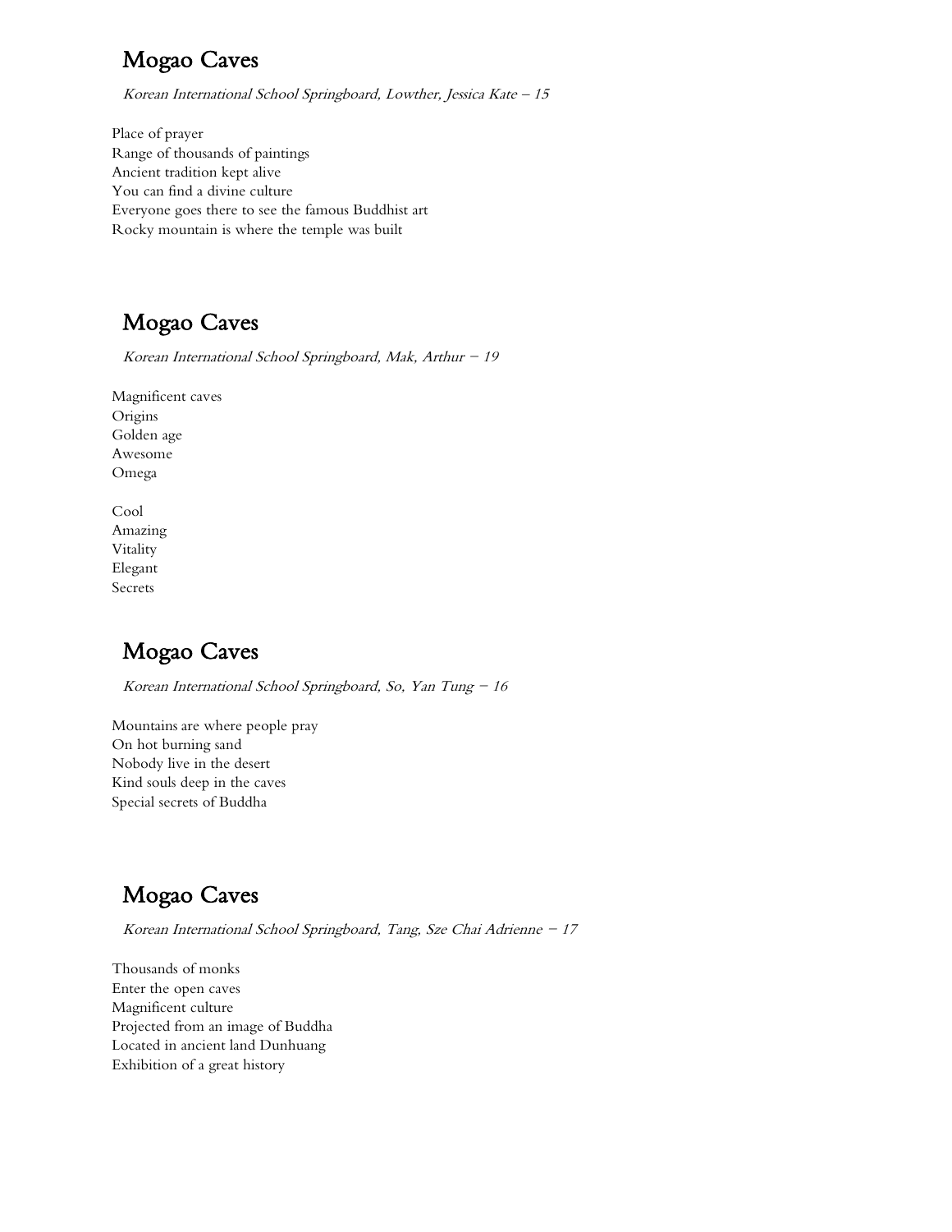## Mogao Caves

*Korean International School Springboard, Lowther, Jessica Kate – 15*

Place of prayer
Range of thousands of paintings
Ancient tradition kept alive
You can find a divine culture
Everyone goes there to see the famous Buddhist art
Rocky mountain is where the temple was built

## Mogao Caves

*Korean International School Springboard, Mak, Arthur – 19*

Magnificent caves
Origins
Golden age
Awesome
Omega

Cool
Amazing
Vitality
Elegant
Secrets

## Mogao Caves

*Korean International School Springboard, So, Yan Tung – 16*

Mountains are where people pray
On hot burning sand
Nobody live in the desert
Kind souls deep in the caves
Special secrets of Buddha

## Mogao Caves

*Korean International School Springboard, Tang, Sze Chai Adrienne – 17*

Thousands of monks
Enter the open caves
Magnificent culture
Projected from an image of Buddha
Located in ancient land Dunhuang
Exhibition of a great history